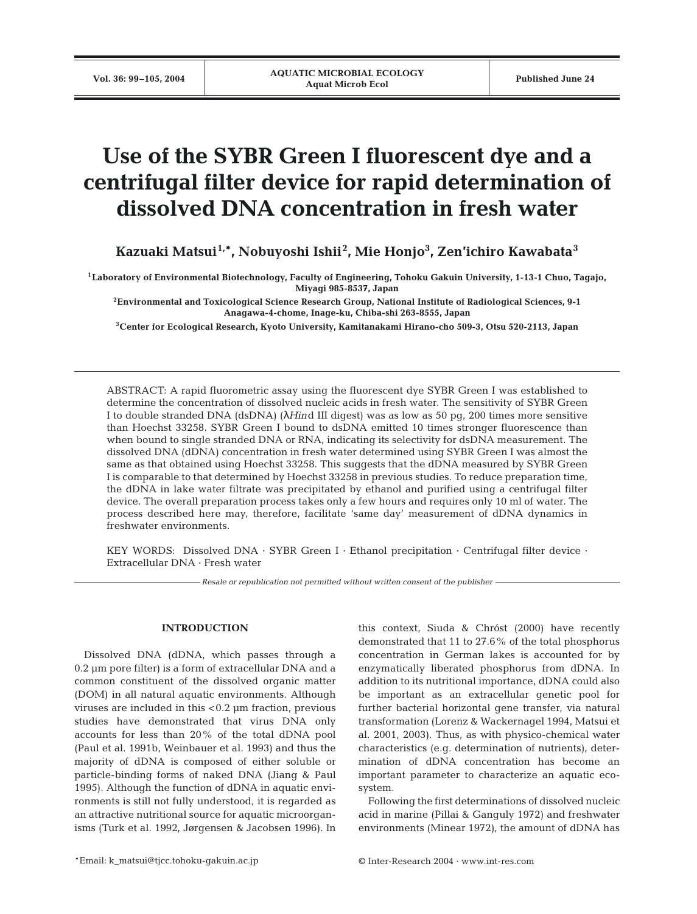# Use of the SYBR Green I fluorescent dye and a centrifugal filter device for rapid determination of dissolved DNA concentration in fresh water

**Kazuaki Matsui[1,*], Nobuyoshi Ishii[2], Mie Honjo[3], Zen'ichiro Kawabata[3]**

[1]Laboratory of Environmental Biotechnology, Faculty of Engineering, Tohoku Gakuin University, 1-13-1 Chuo, Tagajo, Miyagi 985-8537, Japan

[2]Environmental and Toxicological Science Research Group, National Institute of Radiological Sciences, 9-1 Anagawa-4-chome, Inage-ku, Chiba-shi 263-8555, Japan

[3]Center for Ecological Research, Kyoto University, Kamitanakami Hirano-cho 509-3, Otsu 520-2113, Japan

ABSTRACT: A rapid fluorometric assay using the fluorescent dye SYBR Green I was established to determine the concentration of dissolved nucleic acids in fresh water. The sensitivity of SYBR Green I to double stranded DNA (dsDNA) (λ*Hin*d III digest) was as low as 50 pg, 200 times more sensitive than Hoechst 33258. SYBR Green I bound to dsDNA emitted 10 times stronger fluorescence than when bound to single stranded DNA or RNA, indicating its selectivity for dsDNA measurement. The dissolved DNA (dDNA) concentration in fresh water determined using SYBR Green I was almost the same as that obtained using Hoechst 33258. This suggests that the dDNA measured by SYBR Green I is comparable to that determined by Hoechst 33258 in previous studies. To reduce preparation time, the dDNA in lake water filtrate was precipitated by ethanol and purified using a centrifugal filter device. The overall preparation process takes only a few hours and requires only 10 ml of water. The process described here may, therefore, facilitate 'same day' measurement of dDNA dynamics in freshwater environments.

KEY WORDS: Dissolved DNA · SYBR Green I · Ethanol precipitation · Centrifugal filter device · Extracellular DNA · Fresh water

*Resale or republication not permitted without written consent of the publisher*

## INTRODUCTION

Dissolved DNA (dDNA, which passes through a 0.2 µm pore filter) is a form of extracellular DNA and a common constituent of the dissolved organic matter (DOM) in all natural aquatic environments. Although viruses are included in this <0.2 µm fraction, previous studies have demonstrated that virus DNA only accounts for less than 20% of the total dDNA pool (Paul et al. 1991b, Weinbauer et al. 1993) and thus the majority of dDNA is composed of either soluble or particle-binding forms of naked DNA (Jiang & Paul 1995). Although the function of dDNA in aquatic environments is still not fully understood, it is regarded as an attractive nutritional source for aquatic microorganisms (Turk et al. 1992, Jørgensen & Jacobsen 1996). In this context, Siuda & Chróst (2000) have recently demonstrated that 11 to 27.6% of the total phosphorus concentration in German lakes is accounted for by enzymatically liberated phosphorus from dDNA. In addition to its nutritional importance, dDNA could also be important as an extracellular genetic pool for further bacterial horizontal gene transfer, via natural transformation (Lorenz & Wackernagel 1994, Matsui et al. 2001, 2003). Thus, as with physico-chemical water characteristics (e.g. determination of nutrients), determination of dDNA concentration has become an important parameter to characterize an aquatic ecosystem.

Following the first determinations of dissolved nucleic acid in marine (Pillai & Ganguly 1972) and freshwater environments (Minear 1972), the amount of dDNA has

*Email: k_matsui@tjcc.tohoku-gakuin.ac.jp

© Inter-Research 2004 · www.int-res.com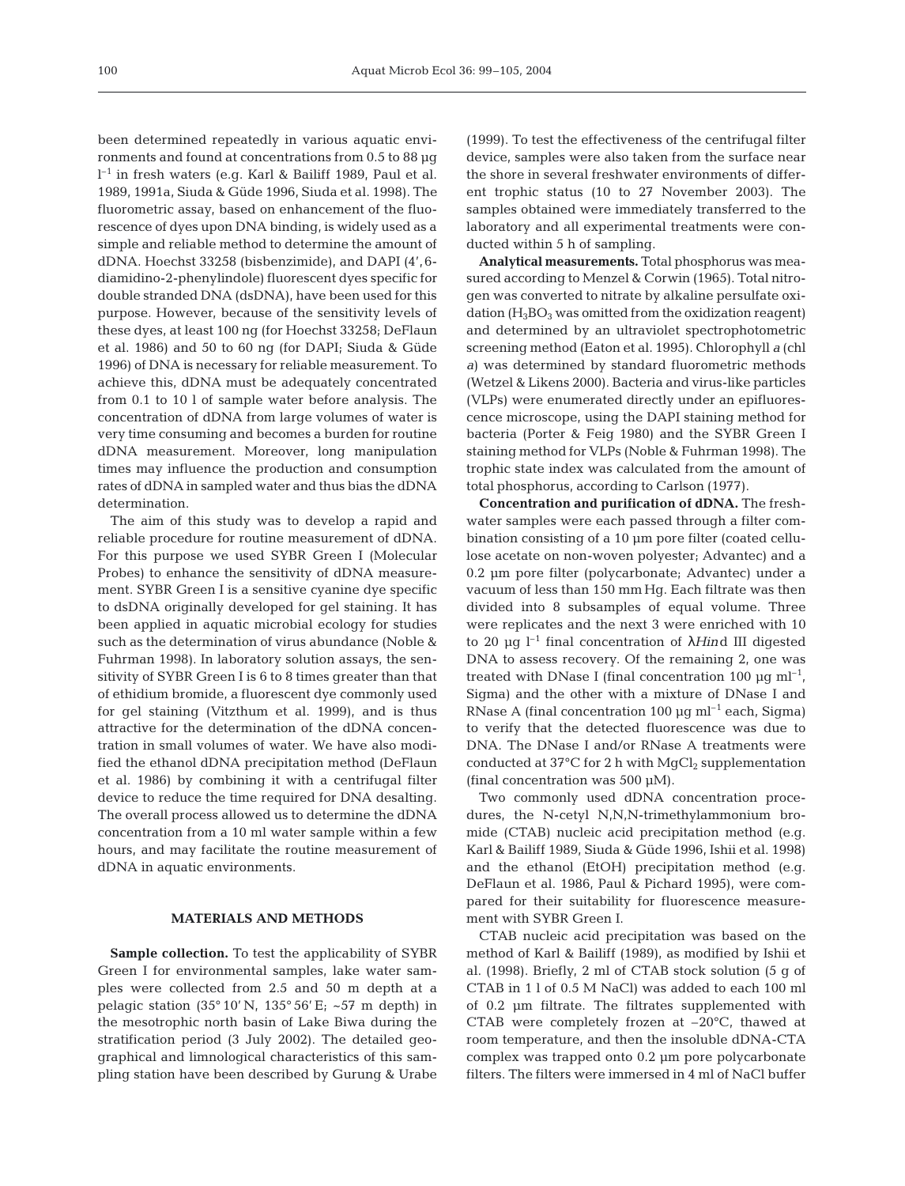been determined repeatedly in various aquatic environments and found at concentrations from 0.5 to 88 µg $l^{-1}$ in fresh waters (e.g. Karl & Bailiff 1989, Paul et al. 1989, 1991a, Siuda & Güde 1996, Siuda et al. 1998). The fluorometric assay, based on enhancement of the fluorescence of dyes upon DNA binding, is widely used as a simple and reliable method to determine the amount of dDNA. Hoechst 33258 (bisbenzimide), and DAPI (4′,6-diamidino-2-phenylindole) fluorescent dyes specific for double stranded DNA (dsDNA), have been used for this purpose. However, because of the sensitivity levels of these dyes, at least 100 ng (for Hoechst 33258; DeFlaun et al. 1986) and 50 to 60 ng (for DAPI; Siuda & Güde 1996) of DNA is necessary for reliable measurement. To achieve this, dDNA must be adequately concentrated from 0.1 to 10 l of sample water before analysis. The concentration of dDNA from large volumes of water is very time consuming and becomes a burden for routine dDNA measurement. Moreover, long manipulation times may influence the production and consumption rates of dDNA in sampled water and thus bias the dDNA determination.

The aim of this study was to develop a rapid and reliable procedure for routine measurement of dDNA. For this purpose we used SYBR Green I (Molecular Probes) to enhance the sensitivity of dDNA measurement. SYBR Green I is a sensitive cyanine dye specific to dsDNA originally developed for gel staining. It has been applied in aquatic microbial ecology for studies such as the determination of virus abundance (Noble & Fuhrman 1998). In laboratory solution assays, the sensitivity of SYBR Green I is 6 to 8 times greater than that of ethidium bromide, a fluorescent dye commonly used for gel staining (Vitzthum et al. 1999), and is thus attractive for the determination of the dDNA concentration in small volumes of water. We have also modified the ethanol dDNA precipitation method (DeFlaun et al. 1986) by combining it with a centrifugal filter device to reduce the time required for DNA desalting. The overall process allowed us to determine the dDNA concentration from a 10 ml water sample within a few hours, and may facilitate the routine measurement of dDNA in aquatic environments.

## MATERIALS AND METHODS

**Sample collection.** To test the applicability of SYBR Green I for environmental samples, lake water samples were collected from 2.5 and 50 m depth at a pelagic station (35° 10′ N, 135° 56′ E; ~57 m depth) in the mesotrophic north basin of Lake Biwa during the stratification period (3 July 2002). The detailed geographical and limnological characteristics of this sampling station have been described by Gurung & Urabe (1999). To test the effectiveness of the centrifugal filter device, samples were also taken from the surface near the shore in several freshwater environments of different trophic status (10 to 27 November 2003). The samples obtained were immediately transferred to the laboratory and all experimental treatments were conducted within 5 h of sampling.

**Analytical measurements.** Total phosphorus was measured according to Menzel & Corwin (1965). Total nitrogen was converted to nitrate by alkaline persulfate oxidation ($H_3BO_3$ was omitted from the oxidization reagent) and determined by an ultraviolet spectrophotometric screening method (Eaton et al. 1995). Chlorophyll *a* (chl *a*) was determined by standard fluorometric methods (Wetzel & Likens 2000). Bacteria and virus-like particles (VLPs) were enumerated directly under an epifluorescence microscope, using the DAPI staining method for bacteria (Porter & Feig 1980) and the SYBR Green I staining method for VLPs (Noble & Fuhrman 1998). The trophic state index was calculated from the amount of total phosphorus, according to Carlson (1977).

**Concentration and purification of dDNA.** The freshwater samples were each passed through a filter combination consisting of a 10 µm pore filter (coated cellulose acetate on non-woven polyester; Advantec) and a 0.2 µm pore filter (polycarbonate; Advantec) under a vacuum of less than 150 mm Hg. Each filtrate was then divided into 8 subsamples of equal volume. Three were replicates and the next 3 were enriched with 10 to 20 µg $l^{-1}$ final concentration of λ*Hin*d III digested DNA to assess recovery. Of the remaining 2, one was treated with DNase I (final concentration 100 µg $ml^{-1}$, Sigma) and the other with a mixture of DNase I and RNase A (final concentration 100 µg $ml^{-1}$ each, Sigma) to verify that the detected fluorescence was due to DNA. The DNase I and/or RNase A treatments were conducted at 37°C for 2 h with $MgCl_2$ supplementation (final concentration was 500 µM).

Two commonly used dDNA concentration procedures, the N-cetyl N,N,N-trimethylammonium bromide (CTAB) nucleic acid precipitation method (e.g. Karl & Bailiff 1989, Siuda & Güde 1996, Ishii et al. 1998) and the ethanol (EtOH) precipitation method (e.g. DeFlaun et al. 1986, Paul & Pichard 1995), were compared for their suitability for fluorescence measurement with SYBR Green I.

CTAB nucleic acid precipitation was based on the method of Karl & Bailiff (1989), as modified by Ishii et al. (1998). Briefly, 2 ml of CTAB stock solution (5 g of CTAB in 1 l of 0.5 M NaCl) was added to each 100 ml of 0.2 µm filtrate. The filtrates supplemented with CTAB were completely frozen at –20°C, thawed at room temperature, and then the insoluble dDNA-CTA complex was trapped onto 0.2 µm pore polycarbonate filters. The filters were immersed in 4 ml of NaCl buffer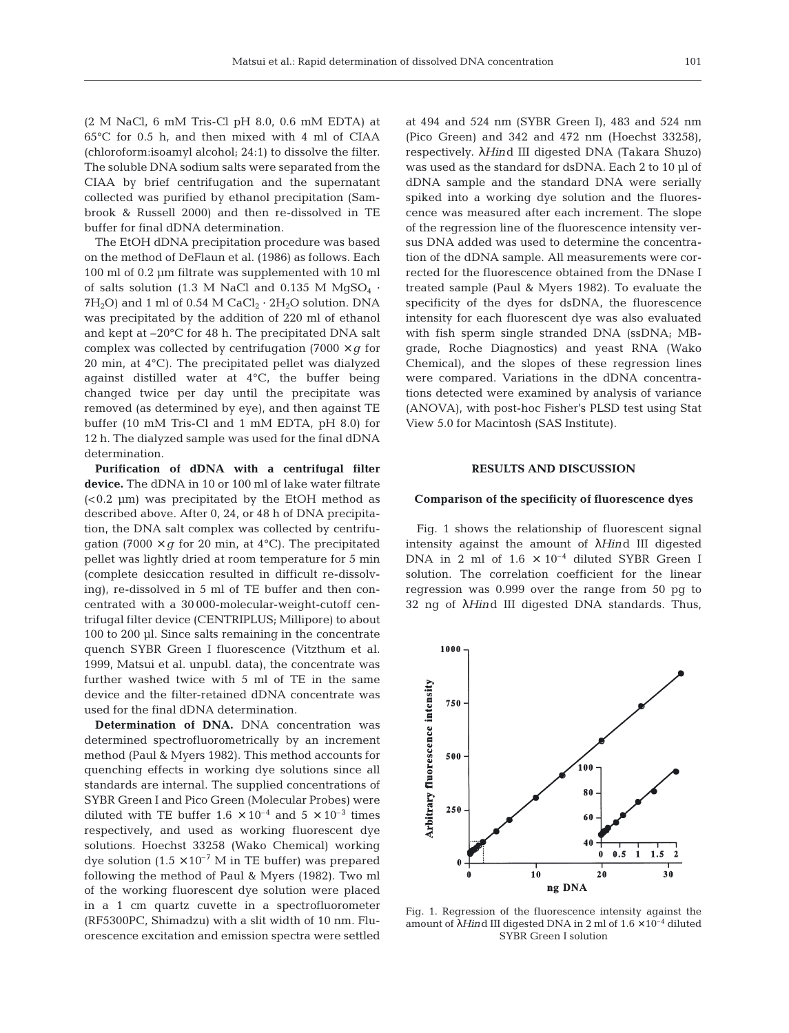(2 M NaCl, 6 mM Tris-Cl pH 8.0, 0.6 mM EDTA) at 65°C for 0.5 h, and then mixed with 4 ml of CIAA (chloroform:isoamyl alcohol; 24:1) to dissolve the filter. The soluble DNA sodium salts were separated from the CIAA by brief centrifugation and the supernatant collected was purified by ethanol precipitation (Sambrook & Russell 2000) and then re-dissolved in TE buffer for final dDNA determination.

The EtOH dDNA precipitation procedure was based on the method of DeFlaun et al. (1986) as follows. Each 100 ml of 0.2 µm filtrate was supplemented with 10 ml of salts solution (1.3 M NaCl and 0.135 M $MgSO_4 \cdot 7H_2O$) and 1 ml of 0.54 M $CaCl_2 \cdot 2H_2O$ solution. DNA was precipitated by the addition of 220 ml of ethanol and kept at –20°C for 48 h. The precipitated DNA salt complex was collected by centrifugation (7000 × *g* for 20 min, at 4°C). The precipitated pellet was dialyzed against distilled water at 4°C, the buffer being changed twice per day until the precipitate was removed (as determined by eye), and then against TE buffer (10 mM Tris-Cl and 1 mM EDTA, pH 8.0) for 12 h. The dialyzed sample was used for the final dDNA determination.

**Purification of dDNA with a centrifugal filter device.** The dDNA in 10 or 100 ml of lake water filtrate (<0.2 µm) was precipitated by the EtOH method as described above. After 0, 24, or 48 h of DNA precipitation, the DNA salt complex was collected by centrifugation (7000 × *g* for 20 min, at 4°C). The precipitated pellet was lightly dried at room temperature for 5 min (complete desiccation resulted in difficult re-dissolving), re-dissolved in 5 ml of TE buffer and then concentrated with a 30 000-molecular-weight-cutoff centrifugal filter device (CENTRIPLUS; Millipore) to about 100 to 200 µl. Since salts remaining in the concentrate quench SYBR Green I fluorescence (Vitzthum et al. 1999, Matsui et al. unpubl. data), the concentrate was further washed twice with 5 ml of TE in the same device and the filter-retained dDNA concentrate was used for the final dDNA determination.

**Determination of DNA.** DNA concentration was determined spectrofluorometrically by an increment method (Paul & Myers 1982). This method accounts for quenching effects in working dye solutions since all standards are internal. The supplied concentrations of SYBR Green I and Pico Green (Molecular Probes) were diluted with TE buffer $1.6 \times 10^{-4}$ and $5 \times 10^{-3}$ times respectively, and used as working fluorescent dye solutions. Hoechst 33258 (Wako Chemical) working dye solution ($1.5 \times 10^{-7}$ M in TE buffer) was prepared following the method of Paul & Myers (1982). Two ml of the working fluorescent dye solution were placed in a 1 cm quartz cuvette in a spectrofluorometer (RF5300PC, Shimadzu) with a slit width of 10 nm. Fluorescence excitation and emission spectra were settled at 494 and 524 nm (SYBR Green I), 483 and 524 nm (Pico Green) and 342 and 472 nm (Hoechst 33258), respectively. λ*Hin*d III digested DNA (Takara Shuzo) was used as the standard for dsDNA. Each 2 to 10 µl of dDNA sample and the standard DNA were serially spiked into a working dye solution and the fluorescence was measured after each increment. The slope of the regression line of the fluorescence intensity versus DNA added was used to determine the concentration of the dDNA sample. All measurements were corrected for the fluorescence obtained from the DNase I treated sample (Paul & Myers 1982). To evaluate the specificity of the dyes for dsDNA, the fluorescence intensity for each fluorescent dye was also evaluated with fish sperm single stranded DNA (ssDNA; MB-grade, Roche Diagnostics) and yeast RNA (Wako Chemical), and the slopes of these regression lines were compared. Variations in the dDNA concentrations detected were examined by analysis of variance (ANOVA), with post-hoc Fisher's PLSD test using Stat View 5.0 for Macintosh (SAS Institute).

## RESULTS AND DISCUSSION

### Comparison of the specificity of fluorescence dyes

Fig. 1 shows the relationship of fluorescent signal intensity against the amount of λ*Hin*d III digested DNA in 2 ml of $1.6 \times 10^{-4}$ diluted SYBR Green I solution. The correlation coefficient for the linear regression was 0.999 over the range from 50 pg to 32 ng of λ*Hin*d III digested DNA standards. Thus,

Fig. 1. Regression of the fluorescence intensity against the amount of λ*Hin*d III digested DNA in 2 ml of $1.6 \times 10^{-4}$ diluted SYBR Green I solution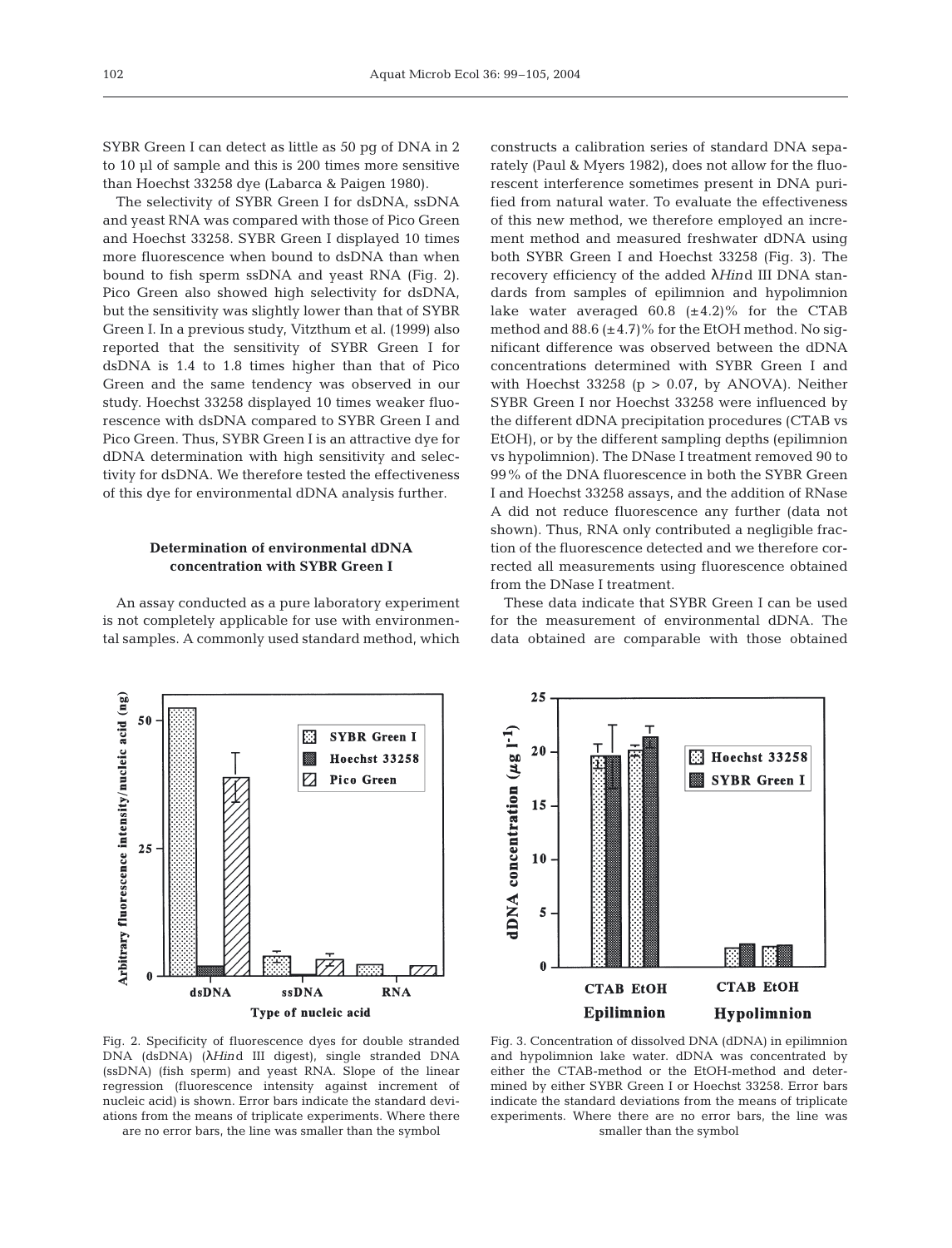SYBR Green I can detect as little as 50 pg of DNA in 2 to 10 µl of sample and this is 200 times more sensitive than Hoechst 33258 dye (Labarca & Paigen 1980).

The selectivity of SYBR Green I for dsDNA, ssDNA and yeast RNA was compared with those of Pico Green and Hoechst 33258. SYBR Green I displayed 10 times more fluorescence when bound to dsDNA than when bound to fish sperm ssDNA and yeast RNA (Fig. 2). Pico Green also showed high selectivity for dsDNA, but the sensitivity was slightly lower than that of SYBR Green I. In a previous study, Vitzthum et al. (1999) also reported that the sensitivity of SYBR Green I for dsDNA is 1.4 to 1.8 times higher than that of Pico Green and the same tendency was observed in our study. Hoechst 33258 displayed 10 times weaker fluorescence with dsDNA compared to SYBR Green I and Pico Green. Thus, SYBR Green I is an attractive dye for dDNA determination with high sensitivity and selectivity for dsDNA. We therefore tested the effectiveness of this dye for environmental dDNA analysis further.

### Determination of environmental dDNA concentration with SYBR Green I

An assay conducted as a pure laboratory experiment is not completely applicable for use with environmental samples. A commonly used standard method, which constructs a calibration series of standard DNA separately (Paul & Myers 1982), does not allow for the fluorescent interference sometimes present in DNA purified from natural water. To evaluate the effectiveness of this new method, we therefore employed an increment method and measured freshwater dDNA using both SYBR Green I and Hoechst 33258 (Fig. 3). The recovery efficiency of the added λ*Hin*d III DNA standards from samples of epilimnion and hypolimnion lake water averaged 60.8 (±4.2)% for the CTAB method and 88.6 (±4.7)% for the EtOH method. No significant difference was observed between the dDNA concentrations determined with SYBR Green I and with Hoechst 33258 ($p > 0.07$, by ANOVA). Neither SYBR Green I nor Hoechst 33258 were influenced by the different dDNA precipitation procedures (CTAB vs EtOH), or by the different sampling depths (epilimnion vs hypolimnion). The DNase I treatment removed 90 to 99% of the DNA fluorescence in both the SYBR Green I and Hoechst 33258 assays, and the addition of RNase A did not reduce fluorescence any further (data not shown). Thus, RNA only contributed a negligible fraction of the fluorescence detected and we therefore corrected all measurements using fluorescence obtained from the DNase I treatment.

These data indicate that SYBR Green I can be used for the measurement of environmental dDNA. The data obtained are comparable with those obtained

Fig. 2. Specificity of fluorescence dyes for double stranded DNA (dsDNA) (λ*Hin*d III digest), single stranded DNA (ssDNA) (fish sperm) and yeast RNA. Slope of the linear regression (fluorescence intensity against increment of nucleic acid) is shown. Error bars indicate the standard deviations from the means of triplicate experiments. Where there are no error bars, the line was smaller than the symbol

Fig. 3. Concentration of dissolved DNA (dDNA) in epilimnion and hypolimnion lake water. dDNA was concentrated by either the CTAB-method or the EtOH-method and determined by either SYBR Green I or Hoechst 33258. Error bars indicate the standard deviations from the means of triplicate experiments. Where there are no error bars, the line was smaller than the symbol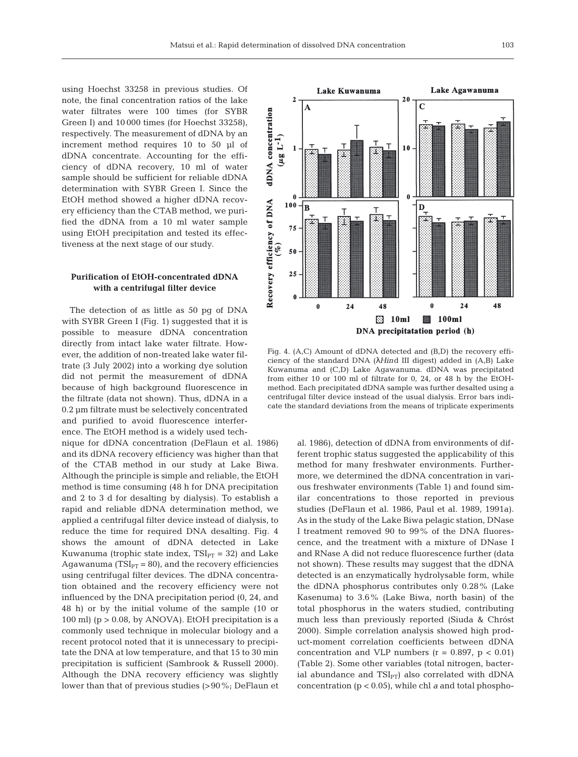using Hoechst 33258 in previous studies. Of note, the final concentration ratios of the lake water filtrates were 100 times (for SYBR Green I) and 10 000 times (for Hoechst 33258), respectively. The measurement of dDNA by an increment method requires 10 to 50 µl of dDNA concentrate. Accounting for the efficiency of dDNA recovery, 10 ml of water sample should be sufficient for reliable dDNA determination with SYBR Green I. Since the EtOH method showed a higher dDNA recovery efficiency than the CTAB method, we purified the dDNA from a 10 ml water sample using EtOH precipitation and tested its effectiveness at the next stage of our study.

### Purification of EtOH-concentrated dDNA with a centrifugal filter device

The detection of as little as 50 pg of DNA with SYBR Green I (Fig. 1) suggested that it is possible to measure dDNA concentration directly from intact lake water filtrate. However, the addition of non-treated lake water filtrate (3 July 2002) into a working dye solution did not permit the measurement of dDNA because of high background fluorescence in the filtrate (data not shown). Thus, dDNA in a 0.2 µm filtrate must be selectively concentrated and purified to avoid fluorescence interference. The EtOH method is a widely used technique for dDNA concentration (DeFlaun et al. 1986) and its dDNA recovery efficiency was higher than that of the CTAB method in our study at Lake Biwa. Although the principle is simple and reliable, the EtOH method is time consuming (48 h for DNA precipitation and 2 to 3 d for desalting by dialysis). To establish a rapid and reliable dDNA determination method, we applied a centrifugal filter device instead of dialysis, to reduce the time for required DNA desalting. Fig. 4 shows the amount of dDNA detected in Lake Kuwanuma (trophic state index, $TSI_{PT} = 32$) and Lake Agawanuma ($TSI_{PT} = 80$), and the recovery efficiencies using centrifugal filter devices. The dDNA concentration obtained and the recovery efficiency were not influenced by the DNA precipitation period (0, 24, and 48 h) or by the initial volume of the sample (10 or 100 ml) ($p > 0.08$, by ANOVA). EtOH precipitation is a commonly used technique in molecular biology and a recent protocol noted that it is unnecessary to precipitate the DNA at low temperature, and that 15 to 30 min precipitation is sufficient (Sambrook & Russell 2000). Although the DNA recovery efficiency was slightly lower than that of previous studies (>90%; DeFlaun et al. 1986), detection of dDNA from environments of different trophic status suggested the applicability of this method for many freshwater environments. Furthermore, we determined the dDNA concentration in various freshwater environments (Table 1) and found similar concentrations to those reported in previous studies (DeFlaun et al. 1986, Paul et al. 1989, 1991a). As in the study of the Lake Biwa pelagic station, DNase I treatment removed 90 to 99% of the DNA fluorescence, and the treatment with a mixture of DNase I and RNase A did not reduce fluorescence further (data not shown). These results may suggest that the dDNA detected is an enzymatically hydrolysable form, while the dDNA phosphorus contributes only 0.28% (Lake Kasenuma) to 3.6% (Lake Biwa, north basin) of the total phosphorus in the waters studied, contributing much less than previously reported (Siuda & Chróst 2000). Simple correlation analysis showed high product-moment correlation coefficients between dDNA concentration and VLP numbers ($r = 0.897$, $p < 0.01$) (Table 2). Some other variables (total nitrogen, bacterial abundance and $TSI_{PT}$) also correlated with dDNA concentration ($p < 0.05$), while chl *a* and total phospho-

Fig. 4. (A,C) Amount of dDNA detected and (B,D) the recovery efficiency of the standard DNA (λ*Hin*d III digest) added in (A,B) Lake Kuwanuma and (C,D) Lake Agawanuma. dDNA was precipitated from either 10 or 100 ml of filtrate for 0, 24, or 48 h by the EtOH-method. Each precipitated dDNA sample was further desalted using a centrifugal filter device instead of the usual dialysis. Error bars indicate the standard deviations from the means of triplicate experiments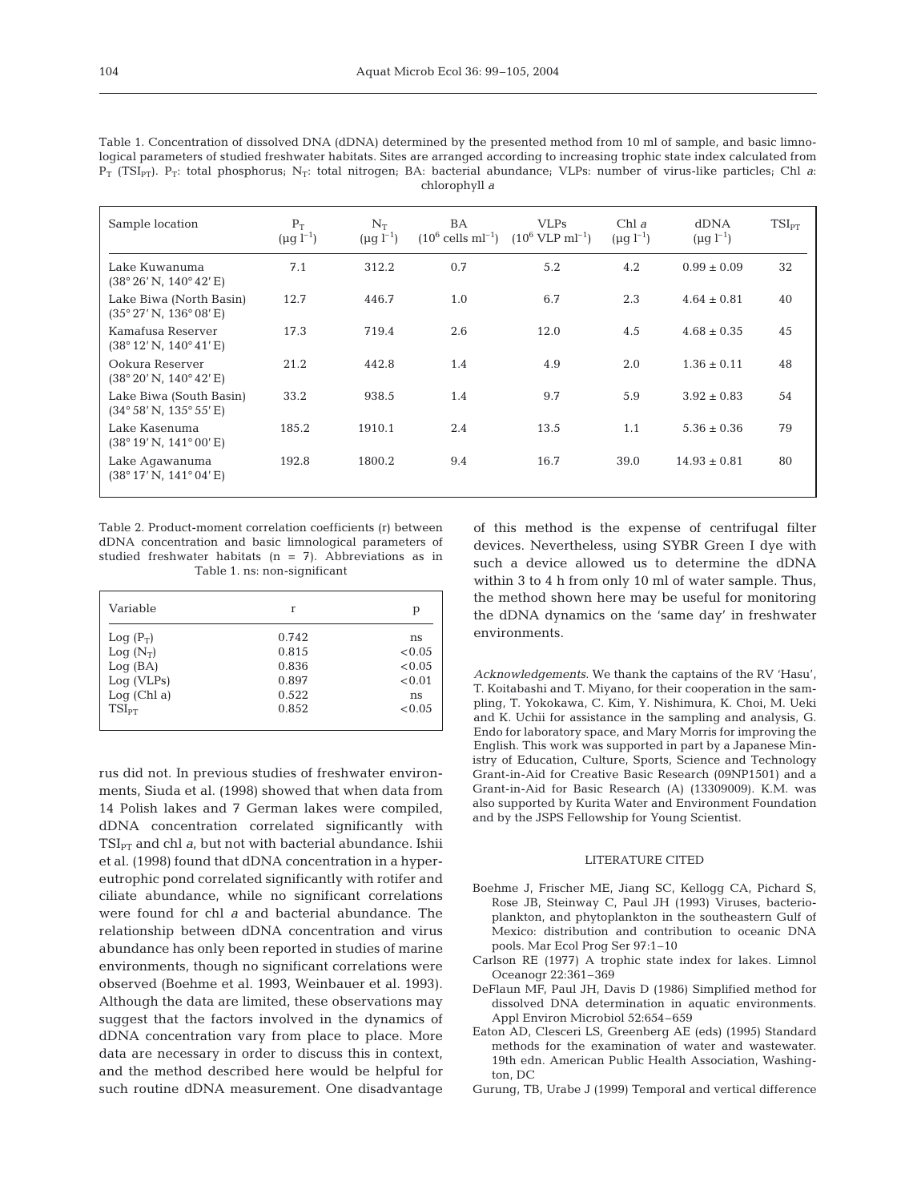Table 1. Concentration of dissolved DNA (dDNA) determined by the presented method from 10 ml of sample, and basic limnological parameters of studied freshwater habitats. Sites are arranged according to increasing trophic state index calculated from $P_T$ ($TSI_{PT}$). $P_T$: total phosphorus; $N_T$: total nitrogen; BA: bacterial abundance; VLPs: number of virus-like particles; Chl *a*: chlorophyll *a*

| Sample location | $P_T$ ($\mu g\ l^{-1}$) | $N_T$ ($\mu g\ l^{-1}$) | BA ($10^6$ cells $ml^{-1}$) | VLPs ($10^6$ VLP $ml^{-1}$) | Chl *a* ($\mu g\ l^{-1}$) | dDNA ($\mu g\ l^{-1}$) | $TSI_{PT}$ |
|---|---|---|---|---|---|---|---|
| Lake Kuwanuma (38° 26′ N, 140° 42′ E) | 7.1 | 312.2 | 0.7 | 5.2 | 4.2 | 0.99 ± 0.09 | 32 |
| Lake Biwa (North Basin) (35° 27′ N, 136° 08′ E) | 12.7 | 446.7 | 1.0 | 6.7 | 2.3 | 4.64 ± 0.81 | 40 |
| Kamafusa Reserver (38° 12′ N, 140° 41′ E) | 17.3 | 719.4 | 2.6 | 12.0 | 4.5 | 4.68 ± 0.35 | 45 |
| Ookura Reserver (38° 20′ N, 140° 42′ E) | 21.2 | 442.8 | 1.4 | 4.9 | 2.0 | 1.36 ± 0.11 | 48 |
| Lake Biwa (South Basin) (34° 58′ N, 135° 55′ E) | 33.2 | 938.5 | 1.4 | 9.7 | 5.9 | 3.92 ± 0.83 | 54 |
| Lake Kasenuma (38° 19′ N, 141° 00′ E) | 185.2 | 1910.1 | 2.4 | 13.5 | 1.1 | 5.36 ± 0.36 | 79 |
| Lake Agawanuma (38° 17′ N, 141° 04′ E) | 192.8 | 1800.2 | 9.4 | 16.7 | 39.0 | 14.93 ± 0.81 | 80 |

Table 2. Product-moment correlation coefficients (r) between dDNA concentration and basic limnological parameters of studied freshwater habitats (n = 7). Abbreviations as in Table 1. ns: non-significant

| Variable | r | p |
|---|---|---|
| Log ($P_T$) | 0.742 | ns |
| Log ($N_T$) | 0.815 | <0.05 |
| Log (BA) | 0.836 | <0.05 |
| Log (VLPs) | 0.897 | <0.01 |
| Log (Chl a) | 0.522 | ns |
| $TSI_{PT}$ | 0.852 | <0.05 |

rus did not. In previous studies of freshwater environments, Siuda et al. (1998) showed that when data from 14 Polish lakes and 7 German lakes were compiled, dDNA concentration correlated significantly with $TSI_{PT}$ and chl *a*, but not with bacterial abundance. Ishii et al. (1998) found that dDNA concentration in a hypereutrophic pond correlated significantly with rotifer and ciliate abundance, while no significant correlations were found for chl *a* and bacterial abundance. The relationship between dDNA concentration and virus abundance has only been reported in studies of marine environments, though no significant correlations were observed (Boehme et al. 1993, Weinbauer et al. 1993). Although the data are limited, these observations may suggest that the factors involved in the dynamics of dDNA concentration vary from place to place. More data are necessary in order to discuss this in context, and the method described here would be helpful for such routine dDNA measurement. One disadvantage of this method is the expense of centrifugal filter devices. Nevertheless, using SYBR Green I dye with such a device allowed us to determine the dDNA within 3 to 4 h from only 10 ml of water sample. Thus, the method shown here may be useful for monitoring the dDNA dynamics on the 'same day' in freshwater environments.

*Acknowledgements.* We thank the captains of the RV 'Hasu', T. Koitabashi and T. Miyano, for their cooperation in the sampling, T. Yokokawa, C. Kim, Y. Nishimura, K. Choi, M. Ueki and K. Uchii for assistance in the sampling and analysis, G. Endo for laboratory space, and Mary Morris for improving the English. This work was supported in part by a Japanese Ministry of Education, Culture, Sports, Science and Technology Grant-in-Aid for Creative Basic Research (09NP1501) and a Grant-in-Aid for Basic Research (A) (13309009). K.M. was also supported by Kurita Water and Environment Foundation and by the JSPS Fellowship for Young Scientist.

## LITERATURE CITED

- Boehme J, Frischer ME, Jiang SC, Kellogg CA, Pichard S, Rose JB, Steinway C, Paul JH (1993) Viruses, bacterioplankton, and phytoplankton in the southeastern Gulf of Mexico: distribution and contribution to oceanic DNA pools. Mar Ecol Prog Ser 97:1–10
- Carlson RE (1977) A trophic state index for lakes. Limnol Oceanogr 22:361–369
- DeFlaun MF, Paul JH, Davis D (1986) Simplified method for dissolved DNA determination in aquatic environments. Appl Environ Microbiol 52:654–659
- Eaton AD, Clesceri LS, Greenberg AE (eds) (1995) Standard methods for the examination of water and wastewater. 19th edn. American Public Health Association, Washington, DC
- Gurung, TB, Urabe J (1999) Temporal and vertical difference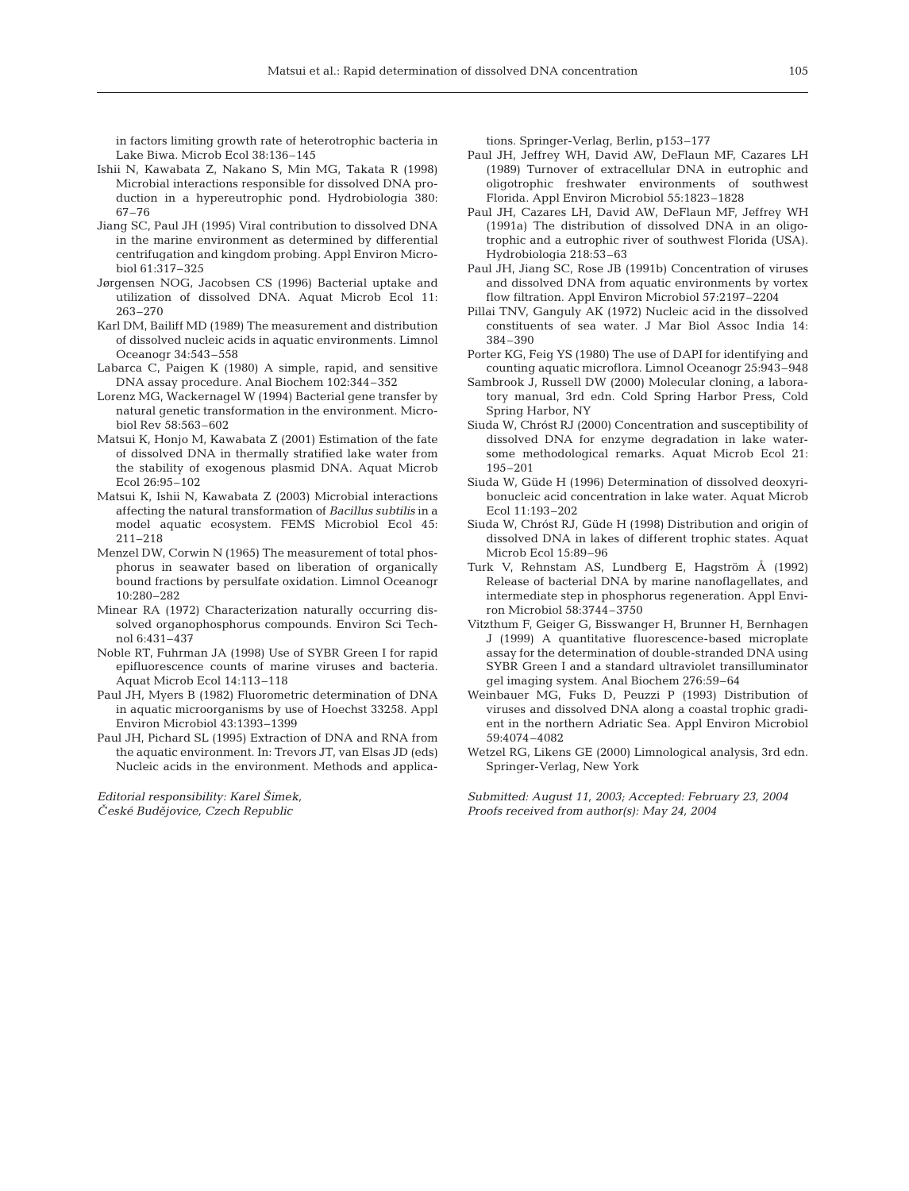in factors limiting growth rate of heterotrophic bacteria in Lake Biwa. Microb Ecol 38:136–145

Ishii N, Kawabata Z, Nakano S, Min MG, Takata R (1998) Microbial interactions responsible for dissolved DNA production in a hypereutrophic pond. Hydrobiologia 380: 67–76

Jiang SC, Paul JH (1995) Viral contribution to dissolved DNA in the marine environment as determined by differential centrifugation and kingdom probing. Appl Environ Microbiol 61:317–325

Jørgensen NOG, Jacobsen CS (1996) Bacterial uptake and utilization of dissolved DNA. Aquat Microb Ecol 11: 263–270

Karl DM, Bailiff MD (1989) The measurement and distribution of dissolved nucleic acids in aquatic environments. Limnol Oceanogr 34:543–558

Labarca C, Paigen K (1980) A simple, rapid, and sensitive DNA assay procedure. Anal Biochem 102:344–352

Lorenz MG, Wackernagel W (1994) Bacterial gene transfer by natural genetic transformation in the environment. Microbiol Rev 58:563–602

Matsui K, Honjo M, Kawabata Z (2001) Estimation of the fate of dissolved DNA in thermally stratified lake water from the stability of exogenous plasmid DNA. Aquat Microb Ecol 26:95–102

Matsui K, Ishii N, Kawabata Z (2003) Microbial interactions affecting the natural transformation of *Bacillus subtilis* in a model aquatic ecosystem. FEMS Microbiol Ecol 45: 211–218

Menzel DW, Corwin N (1965) The measurement of total phosphorus in seawater based on liberation of organically bound fractions by persulfate oxidation. Limnol Oceanogr 10:280–282

Minear RA (1972) Characterization naturally occurring dissolved organophosphorus compounds. Environ Sci Technol 6:431–437

Noble RT, Fuhrman JA (1998) Use of SYBR Green I for rapid epifluorescence counts of marine viruses and bacteria. Aquat Microb Ecol 14:113–118

Paul JH, Myers B (1982) Fluorometric determination of DNA in aquatic microorganisms by use of Hoechst 33258. Appl Environ Microbiol 43:1393–1399

Paul JH, Pichard SL (1995) Extraction of DNA and RNA from the aquatic environment. In: Trevors JT, van Elsas JD (eds) Nucleic acids in the environment. Methods and applications. Springer-Verlag, Berlin, p153–177

Paul JH, Jeffrey WH, David AW, DeFlaun MF, Cazares LH (1989) Turnover of extracellular DNA in eutrophic and oligotrophic freshwater environments of southwest Florida. Appl Environ Microbiol 55:1823–1828

Paul JH, Cazares LH, David AW, DeFlaun MF, Jeffrey WH (1991a) The distribution of dissolved DNA in an oligotrophic and a eutrophic river of southwest Florida (USA). Hydrobiologia 218:53–63

Paul JH, Jiang SC, Rose JB (1991b) Concentration of viruses and dissolved DNA from aquatic environments by vortex flow filtration. Appl Environ Microbiol 57:2197–2204

Pillai TNV, Ganguly AK (1972) Nucleic acid in the dissolved constituents of sea water. J Mar Biol Assoc India 14: 384–390

Porter KG, Feig YS (1980) The use of DAPI for identifying and counting aquatic microflora. Limnol Oceanogr 25:943–948

Sambrook J, Russell DW (2000) Molecular cloning, a laboratory manual, 3rd edn. Cold Spring Harbor Press, Cold Spring Harbor, NY

Siuda W, Chróst RJ (2000) Concentration and susceptibility of dissolved DNA for enzyme degradation in lake water-some methodological remarks. Aquat Microb Ecol 21: 195–201

Siuda W, Güde H (1996) Determination of dissolved deoxyribonucleic acid concentration in lake water. Aquat Microb Ecol 11:193–202

Siuda W, Chróst RJ, Güde H (1998) Distribution and origin of dissolved DNA in lakes of different trophic states. Aquat Microb Ecol 15:89–96

Turk V, Rehnstam AS, Lundberg E, Hagström Å (1992) Release of bacterial DNA by marine nanoflagellates, and intermediate step in phosphorus regeneration. Appl Environ Microbiol 58:3744–3750

Vitzthum F, Geiger G, Bisswanger H, Brunner H, Bernhagen J (1999) A quantitative fluorescence-based microplate assay for the determination of double-stranded DNA using SYBR Green I and a standard ultraviolet transilluminator gel imaging system. Anal Biochem 276:59–64

Weinbauer MG, Fuks D, Peuzzi P (1993) Distribution of viruses and dissolved DNA along a coastal trophic gradient in the northern Adriatic Sea. Appl Environ Microbiol 59:4074–4082

Wetzel RG, Likens GE (2000) Limnological analysis, 3rd edn. Springer-Verlag, New York

*Editorial responsibility: Karel Šimek, České Budějovice, Czech Republic*

*Submitted: August 11, 2003; Accepted: February 23, 2004*
*Proofs received from author(s): May 24, 2004*